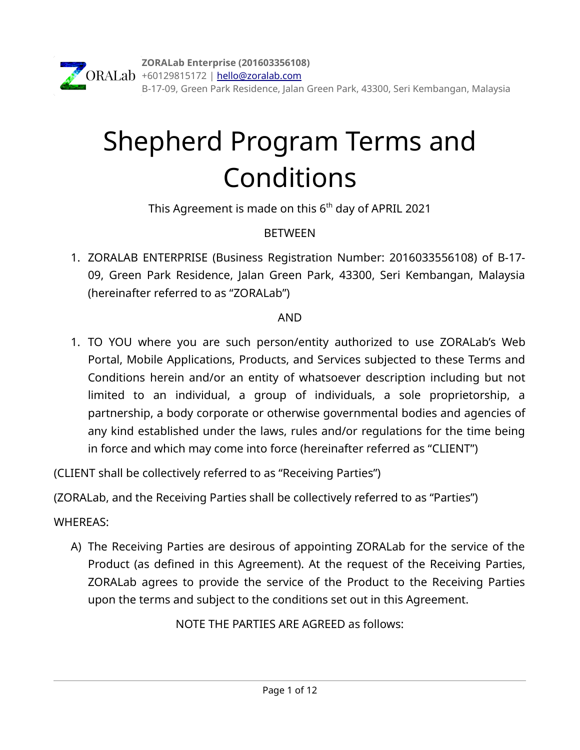**ZORALab Enterprise (201603356108)**
+60129815172 | hello@zoralab.com
B-17-09, Green Park Residence, Jalan Green Park, 43300, Seri Kembangan, Malaysia

# Shepherd Program Terms and Conditions

This Agreement is made on this 6th day of APRIL 2021

BETWEEN

1. ZORALAB ENTERPRISE (Business Registration Number: 2016033556108) of B-17-09, Green Park Residence, Jalan Green Park, 43300, Seri Kembangan, Malaysia (hereinafter referred to as "ZORALab")

AND

1. TO YOU where you are such person/entity authorized to use ZORALab's Web Portal, Mobile Applications, Products, and Services subjected to these Terms and Conditions herein and/or an entity of whatsoever description including but not limited to an individual, a group of individuals, a sole proprietorship, a partnership, a body corporate or otherwise governmental bodies and agencies of any kind established under the laws, rules and/or regulations for the time being in force and which may come into force (hereinafter referred as "CLIENT")

(CLIENT shall be collectively referred to as "Receiving Parties")

(ZORALab, and the Receiving Parties shall be collectively referred to as "Parties")

WHEREAS:

A) The Receiving Parties are desirous of appointing ZORALab for the service of the Product (as defined in this Agreement). At the request of the Receiving Parties, ZORALab agrees to provide the service of the Product to the Receiving Parties upon the terms and subject to the conditions set out in this Agreement.

NOTE THE PARTIES ARE AGREED as follows: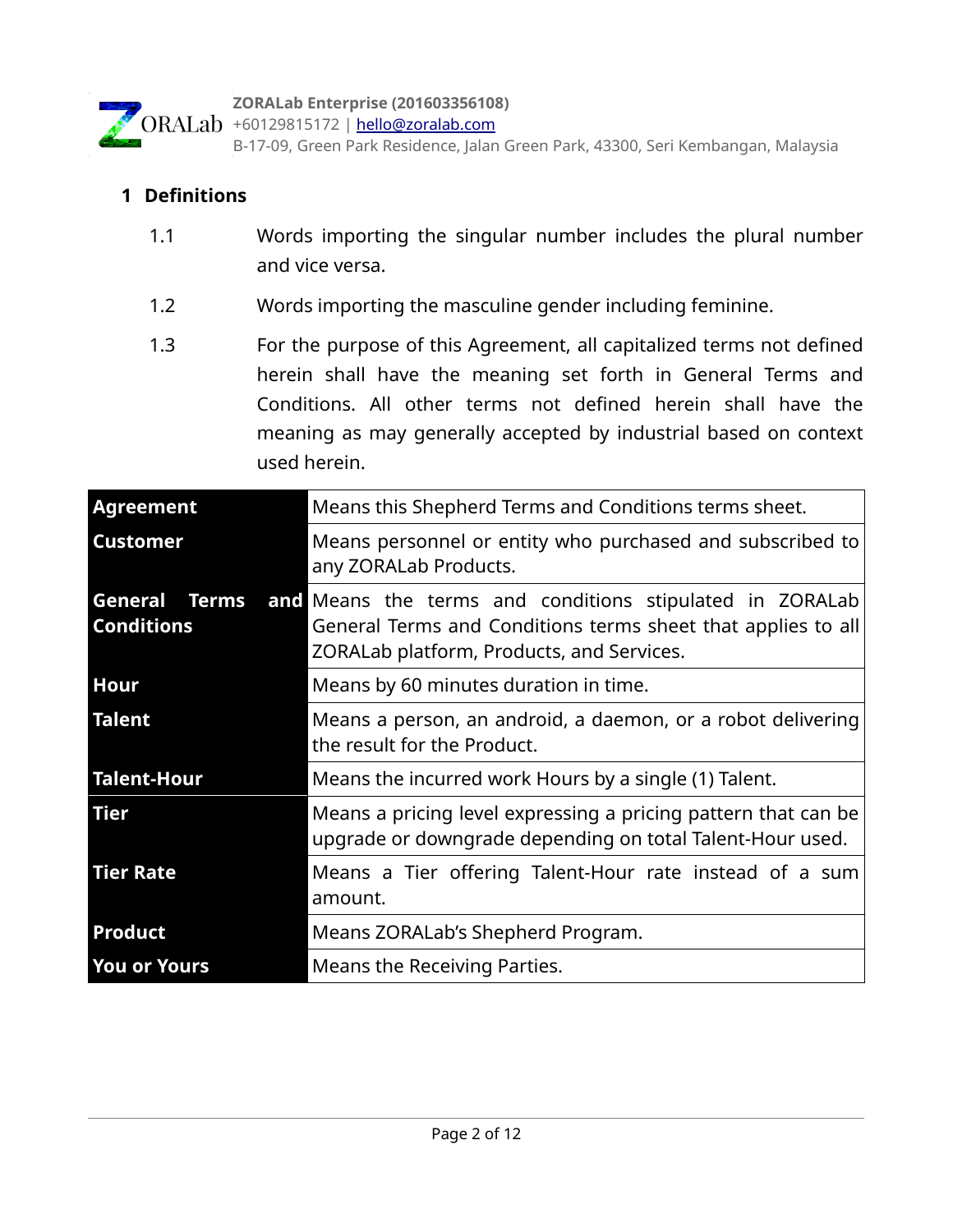## 1 Definitions

1.1 Words importing the singular number includes the plural number and vice versa.

1.2 Words importing the masculine gender including feminine.

1.3 For the purpose of this Agreement, all capitalized terms not defined herein shall have the meaning set forth in General Terms and Conditions. All other terms not defined herein shall have the meaning as may generally accepted by industrial based on context used herein.

| Term | Definition |
|---|---|
| **Agreement** | Means this Shepherd Terms and Conditions terms sheet. |
| **Customer** | Means personnel or entity who purchased and subscribed to any ZORALab Products. |
| **General Terms and Conditions** | Means the terms and conditions stipulated in ZORALab General Terms and Conditions terms sheet that applies to all ZORALab platform, Products, and Services. |
| **Hour** | Means by 60 minutes duration in time. |
| **Talent** | Means a person, an android, a daemon, or a robot delivering the result for the Product. |
| **Talent-Hour** | Means the incurred work Hours by a single (1) Talent. |
| **Tier** | Means a pricing level expressing a pricing pattern that can be upgrade or downgrade depending on total Talent-Hour used. |
| **Tier Rate** | Means a Tier offering Talent-Hour rate instead of a sum amount. |
| **Product** | Means ZORALab's Shepherd Program. |
| **You or Yours** | Means the Receiving Parties. |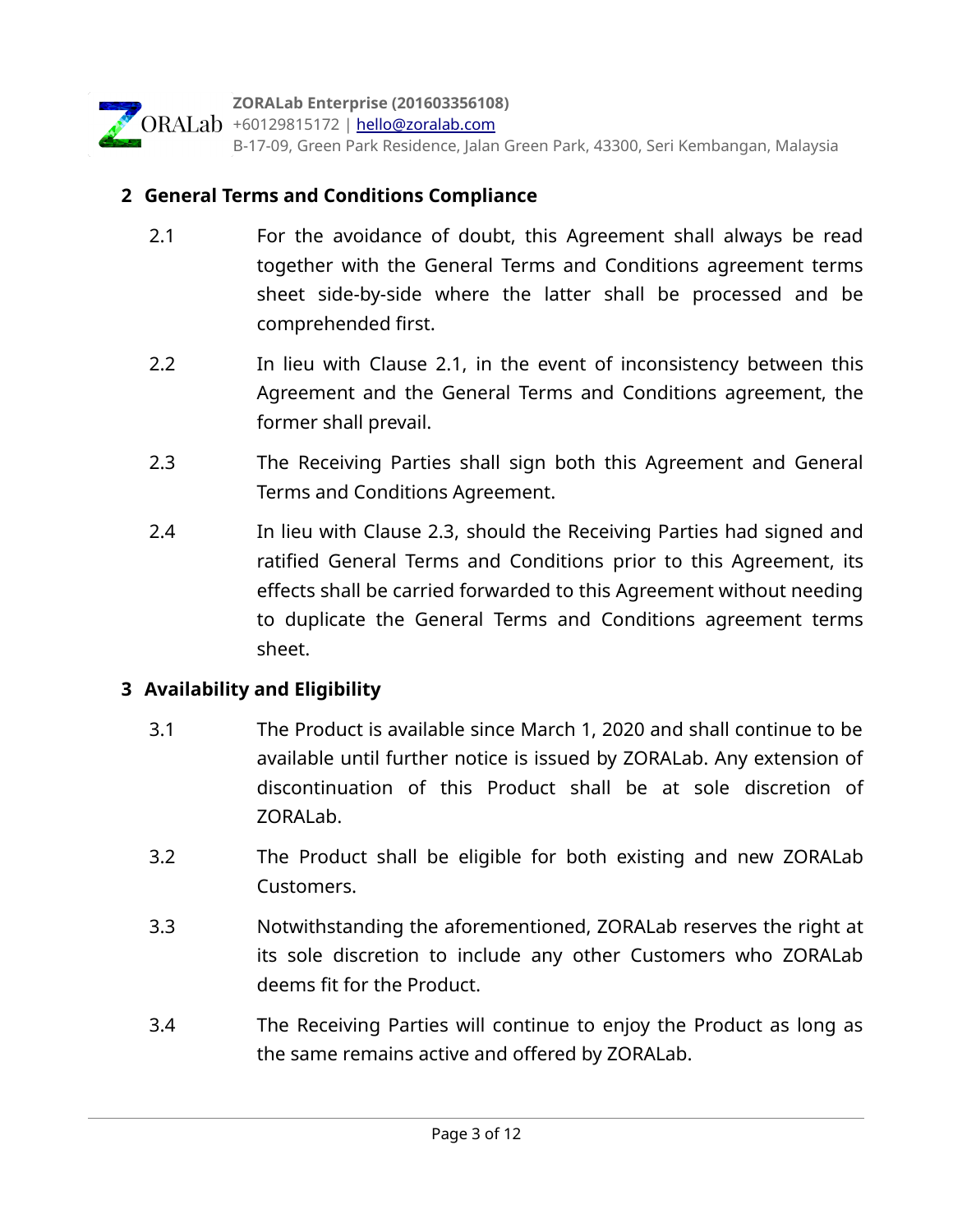## 2 General Terms and Conditions Compliance

2.1 For the avoidance of doubt, this Agreement shall always be read together with the General Terms and Conditions agreement terms sheet side-by-side where the latter shall be processed and be comprehended first.

2.2 In lieu with Clause 2.1, in the event of inconsistency between this Agreement and the General Terms and Conditions agreement, the former shall prevail.

2.3 The Receiving Parties shall sign both this Agreement and General Terms and Conditions Agreement.

2.4 In lieu with Clause 2.3, should the Receiving Parties had signed and ratified General Terms and Conditions prior to this Agreement, its effects shall be carried forwarded to this Agreement without needing to duplicate the General Terms and Conditions agreement terms sheet.

## 3 Availability and Eligibility

3.1 The Product is available since March 1, 2020 and shall continue to be available until further notice is issued by ZORALab. Any extension of discontinuation of this Product shall be at sole discretion of ZORALab.

3.2 The Product shall be eligible for both existing and new ZORALab Customers.

3.3 Notwithstanding the aforementioned, ZORALab reserves the right at its sole discretion to include any other Customers who ZORALab deems fit for the Product.

3.4 The Receiving Parties will continue to enjoy the Product as long as the same remains active and offered by ZORALab.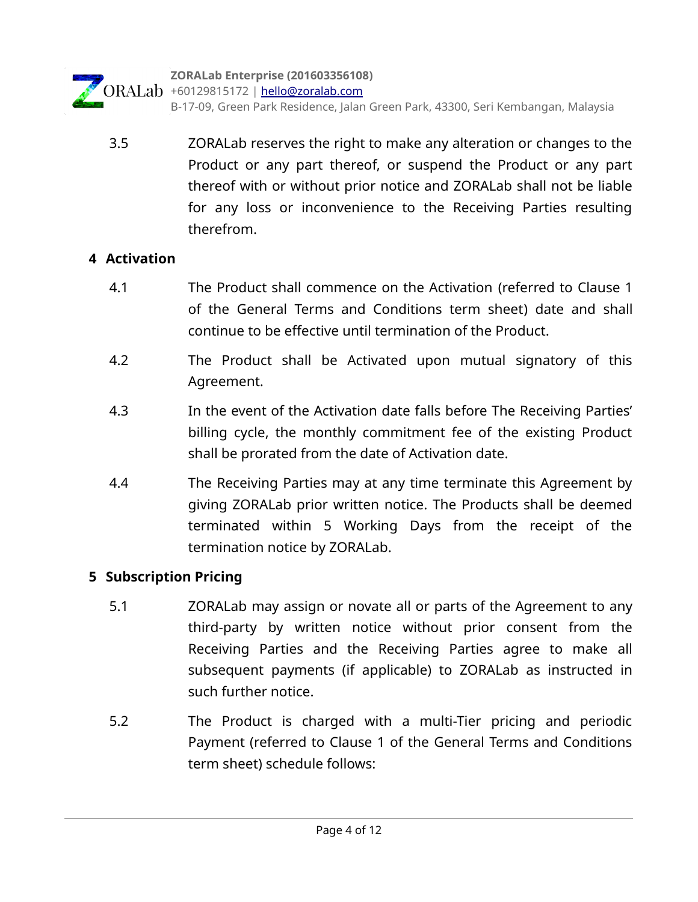3.5 ZORALab reserves the right to make any alteration or changes to the Product or any part thereof, or suspend the Product or any part thereof with or without prior notice and ZORALab shall not be liable for any loss or inconvenience to the Receiving Parties resulting therefrom.

## 4 Activation

4.1 The Product shall commence on the Activation (referred to Clause 1 of the General Terms and Conditions term sheet) date and shall continue to be effective until termination of the Product.

4.2 The Product shall be Activated upon mutual signatory of this Agreement.

4.3 In the event of the Activation date falls before The Receiving Parties' billing cycle, the monthly commitment fee of the existing Product shall be prorated from the date of Activation date.

4.4 The Receiving Parties may at any time terminate this Agreement by giving ZORALab prior written notice. The Products shall be deemed terminated within 5 Working Days from the receipt of the termination notice by ZORALab.

## 5 Subscription Pricing

5.1 ZORALab may assign or novate all or parts of the Agreement to any third-party by written notice without prior consent from the Receiving Parties and the Receiving Parties agree to make all subsequent payments (if applicable) to ZORALab as instructed in such further notice.

5.2 The Product is charged with a multi-Tier pricing and periodic Payment (referred to Clause 1 of the General Terms and Conditions term sheet) schedule follows: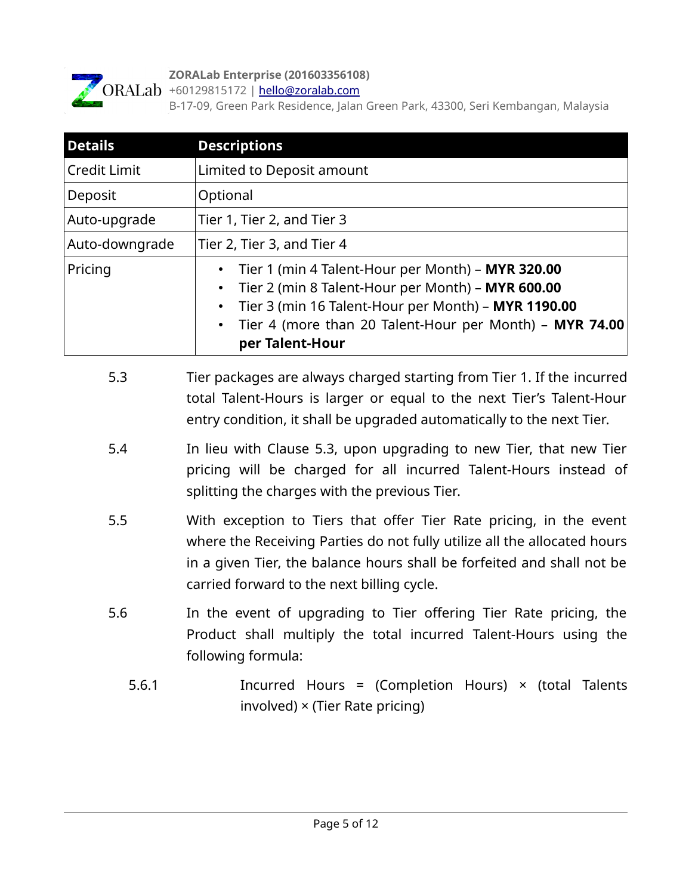| Details | Descriptions |
|---|---|
| Credit Limit | Limited to Deposit amount |
| Deposit | Optional |
| Auto-upgrade | Tier 1, Tier 2, and Tier 3 |
| Auto-downgrade | Tier 2, Tier 3, and Tier 4 |
| Pricing | • Tier 1 (min 4 Talent-Hour per Month) – **MYR 320.00**<br>• Tier 2 (min 8 Talent-Hour per Month) – **MYR 600.00**<br>• Tier 3 (min 16 Talent-Hour per Month) – **MYR 1190.00**<br>• Tier 4 (more than 20 Talent-Hour per Month) – **MYR 74.00 per Talent-Hour** |

5.3 Tier packages are always charged starting from Tier 1. If the incurred total Talent-Hours is larger or equal to the next Tier's Talent-Hour entry condition, it shall be upgraded automatically to the next Tier.

5.4 In lieu with Clause 5.3, upon upgrading to new Tier, that new Tier pricing will be charged for all incurred Talent-Hours instead of splitting the charges with the previous Tier.

5.5 With exception to Tiers that offer Tier Rate pricing, in the event where the Receiving Parties do not fully utilize all the allocated hours in a given Tier, the balance hours shall be forfeited and shall not be carried forward to the next billing cycle.

5.6 In the event of upgrading to Tier offering Tier Rate pricing, the Product shall multiply the total incurred Talent-Hours using the following formula:

5.6.1 Incurred Hours = (Completion Hours) × (total Talents involved) × (Tier Rate pricing)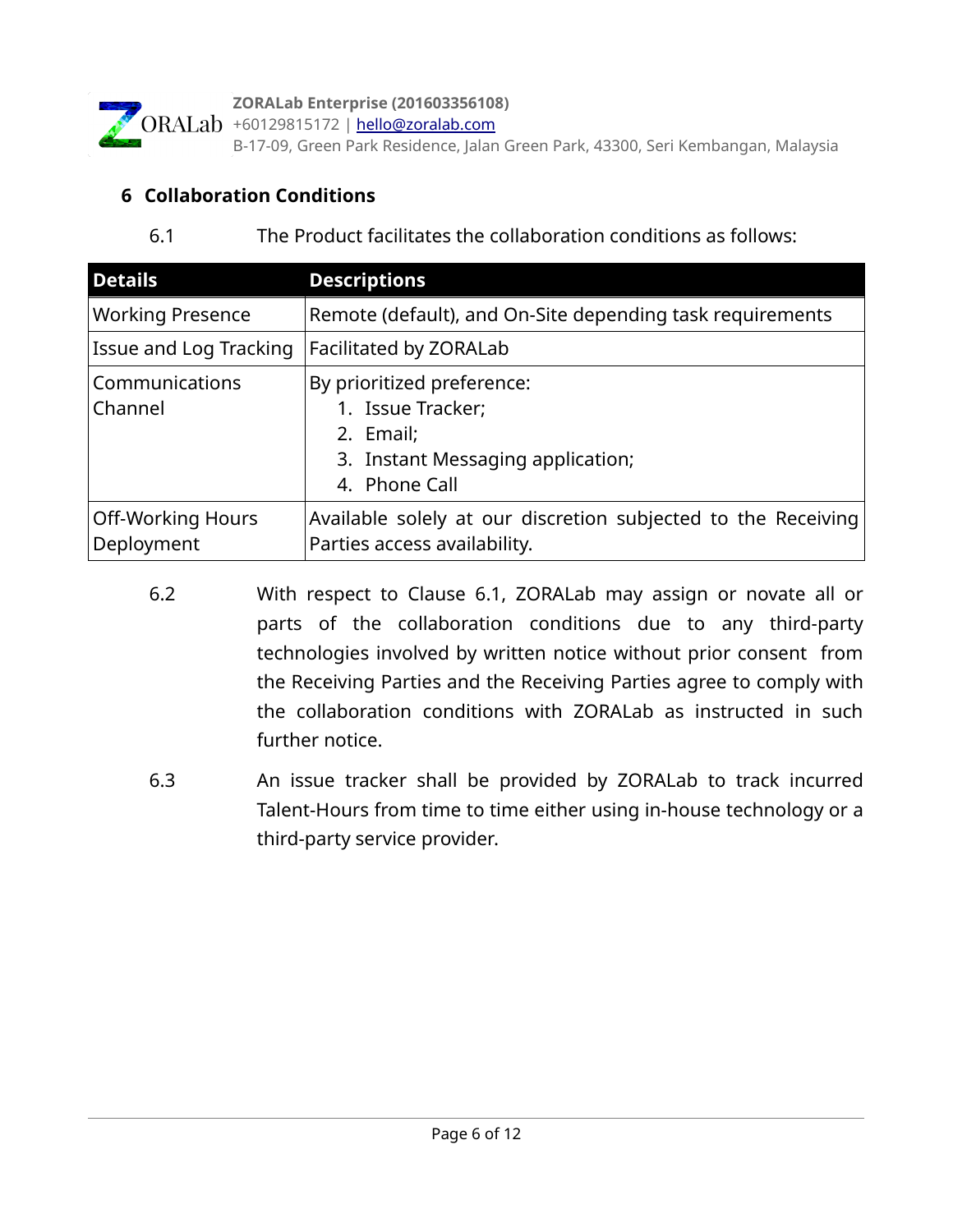## 6 Collaboration Conditions

6.1 The Product facilitates the collaboration conditions as follows:

| Details | Descriptions |
|---|---|
| Working Presence | Remote (default), and On-Site depending task requirements |
| Issue and Log Tracking | Facilitated by ZORALab |
| Communications Channel | By prioritized preference:<br>1. Issue Tracker;<br>2. Email;<br>3. Instant Messaging application;<br>4. Phone Call |
| Off-Working Hours Deployment | Available solely at our discretion subjected to the Receiving Parties access availability. |

6.2 With respect to Clause 6.1, ZORALab may assign or novate all or parts of the collaboration conditions due to any third-party technologies involved by written notice without prior consent from the Receiving Parties and the Receiving Parties agree to comply with the collaboration conditions with ZORALab as instructed in such further notice.

6.3 An issue tracker shall be provided by ZORALab to track incurred Talent-Hours from time to time either using in-house technology or a third-party service provider.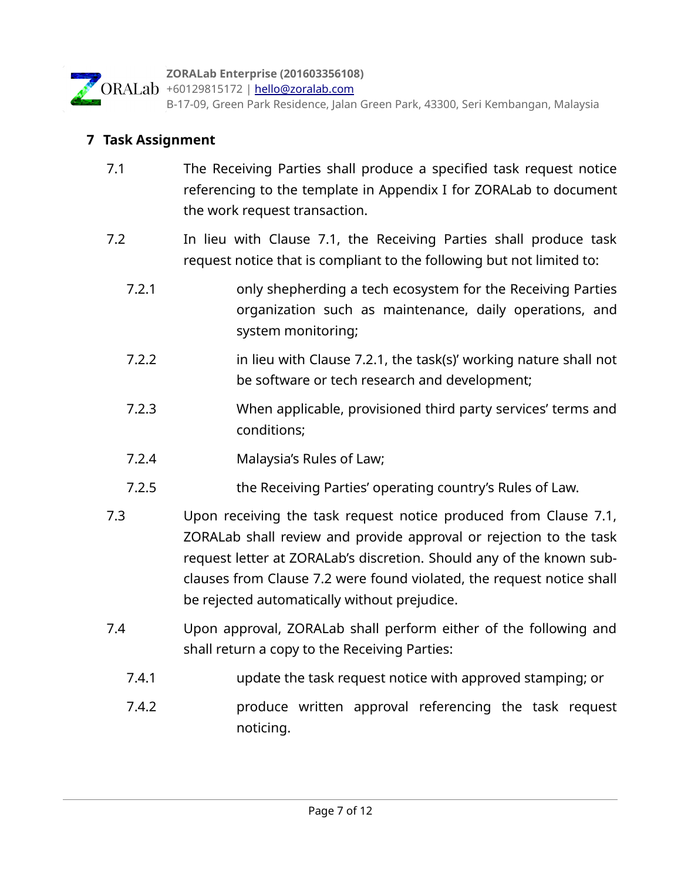## 7 Task Assignment

7.1 The Receiving Parties shall produce a specified task request notice referencing to the template in Appendix I for ZORALab to document the work request transaction.

7.2 In lieu with Clause 7.1, the Receiving Parties shall produce task request notice that is compliant to the following but not limited to:

- 7.2.1 only shepherding a tech ecosystem for the Receiving Parties organization such as maintenance, daily operations, and system monitoring;
- 7.2.2 in lieu with Clause 7.2.1, the task(s)' working nature shall not be software or tech research and development;
- 7.2.3 When applicable, provisioned third party services' terms and conditions;
- 7.2.4 Malaysia's Rules of Law;
- 7.2.5 the Receiving Parties' operating country's Rules of Law.

7.3 Upon receiving the task request notice produced from Clause 7.1, ZORALab shall review and provide approval or rejection to the task request letter at ZORALab's discretion. Should any of the known sub-clauses from Clause 7.2 were found violated, the request notice shall be rejected automatically without prejudice.

7.4 Upon approval, ZORALab shall perform either of the following and shall return a copy to the Receiving Parties:

- 7.4.1 update the task request notice with approved stamping; or
- 7.4.2 produce written approval referencing the task request noticing.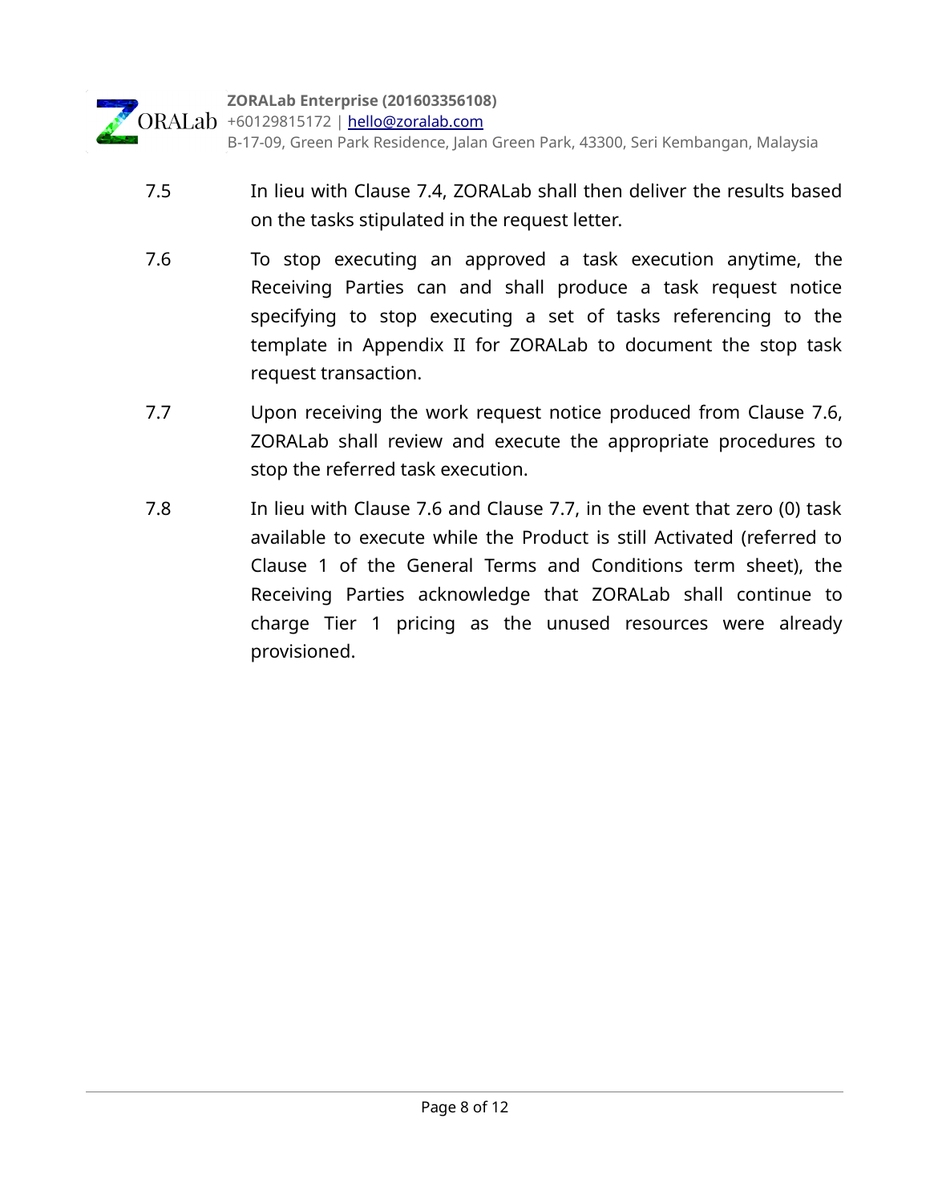7.5 In lieu with Clause 7.4, ZORALab shall then deliver the results based on the tasks stipulated in the request letter.

7.6 To stop executing an approved a task execution anytime, the Receiving Parties can and shall produce a task request notice specifying to stop executing a set of tasks referencing to the template in Appendix II for ZORALab to document the stop task request transaction.

7.7 Upon receiving the work request notice produced from Clause 7.6, ZORALab shall review and execute the appropriate procedures to stop the referred task execution.

7.8 In lieu with Clause 7.6 and Clause 7.7, in the event that zero (0) task available to execute while the Product is still Activated (referred to Clause 1 of the General Terms and Conditions term sheet), the Receiving Parties acknowledge that ZORALab shall continue to charge Tier 1 pricing as the unused resources were already provisioned.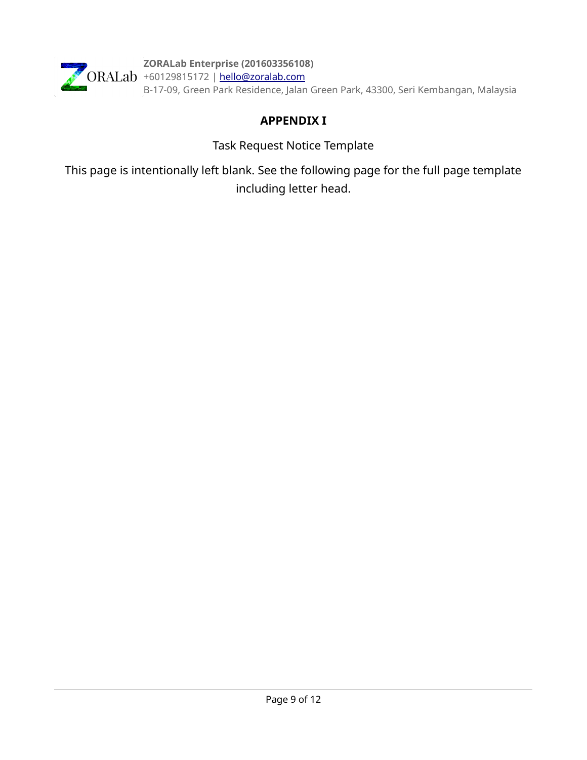# APPENDIX I

Task Request Notice Template

This page is intentionally left blank. See the following page for the full page template including letter head.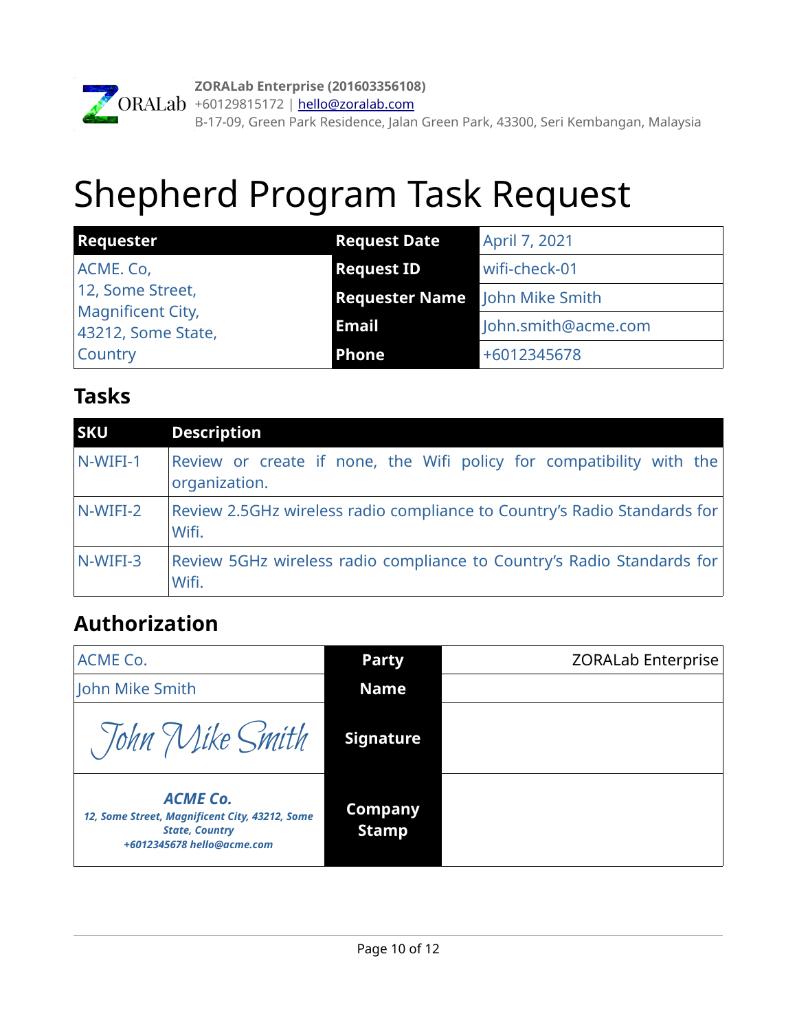**ZORALab Enterprise (201603356108)**
+60129815172 | hello@zoralab.com
B-17-09, Green Park Residence, Jalan Green Park, 43300, Seri Kembangan, Malaysia

# Shepherd Program Task Request

| Requester | Request Date | April 7, 2021 |
|---|---|---|
| ACME. Co,<br>12, Some Street,<br>Magnificent City,<br>43212, Some State,<br>Country | Request ID | wifi-check-01 |
| | Requester Name | John Mike Smith |
| | Email | John.smith@acme.com |
| | Phone | +6012345678 |

## Tasks

| SKU | Description |
|---|---|
| N-WIFI-1 | Review or create if none, the Wifi policy for compatibility with the organization. |
| N-WIFI-2 | Review 2.5GHz wireless radio compliance to Country's Radio Standards for Wifi. |
| N-WIFI-3 | Review 5GHz wireless radio compliance to Country's Radio Standards for Wifi. |

## Authorization

| | | |
|---|---|---|
| ACME Co. | Party | ZORALab Enterprise |
| John Mike Smith | Name | |
| *John Mike Smith* | Signature | |
| ***ACME Co.***<br>***12, Some Street, Magnificent City, 43212, Some State, Country***<br>***+6012345678 hello@acme.com*** | Company Stamp | |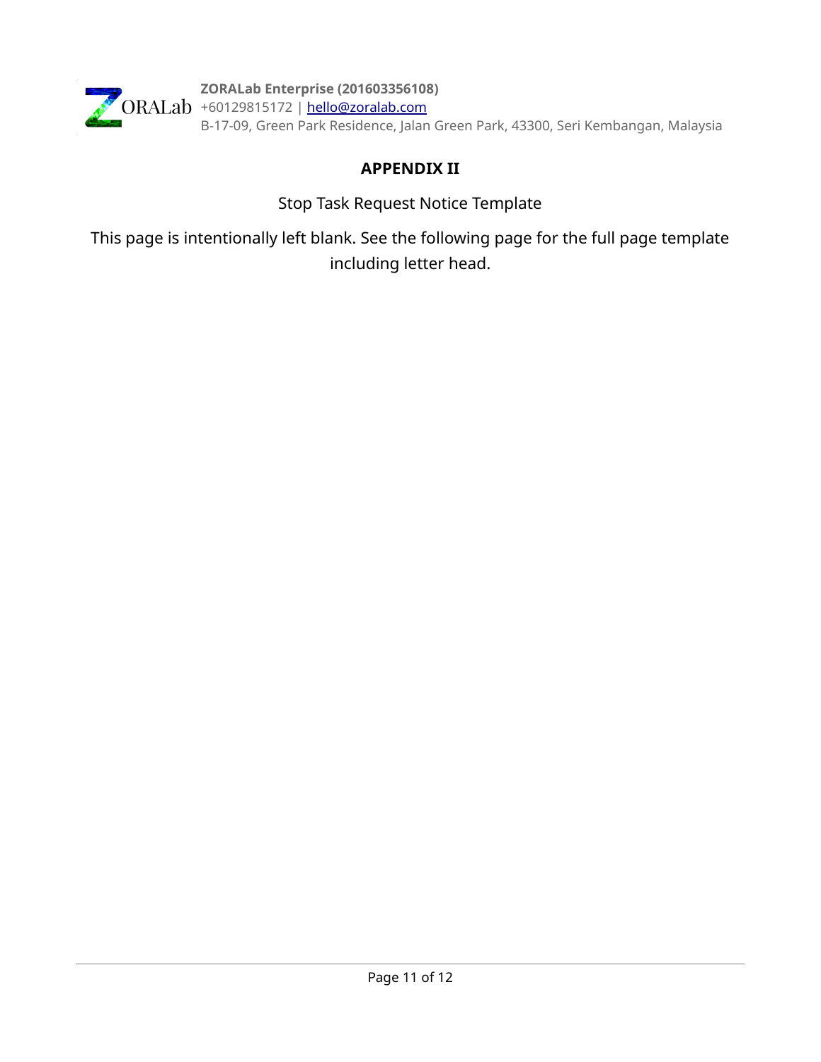**ZORALab Enterprise (201603356108)**
+60129815172 | [hello@zoralab.com](mailto:hello@zoralab.com)
B-17-09, Green Park Residence, Jalan Green Park, 43300, Seri Kembangan, Malaysia

# APPENDIX II

Stop Task Request Notice Template

This page is intentionally left blank. See the following page for the full page template including letter head.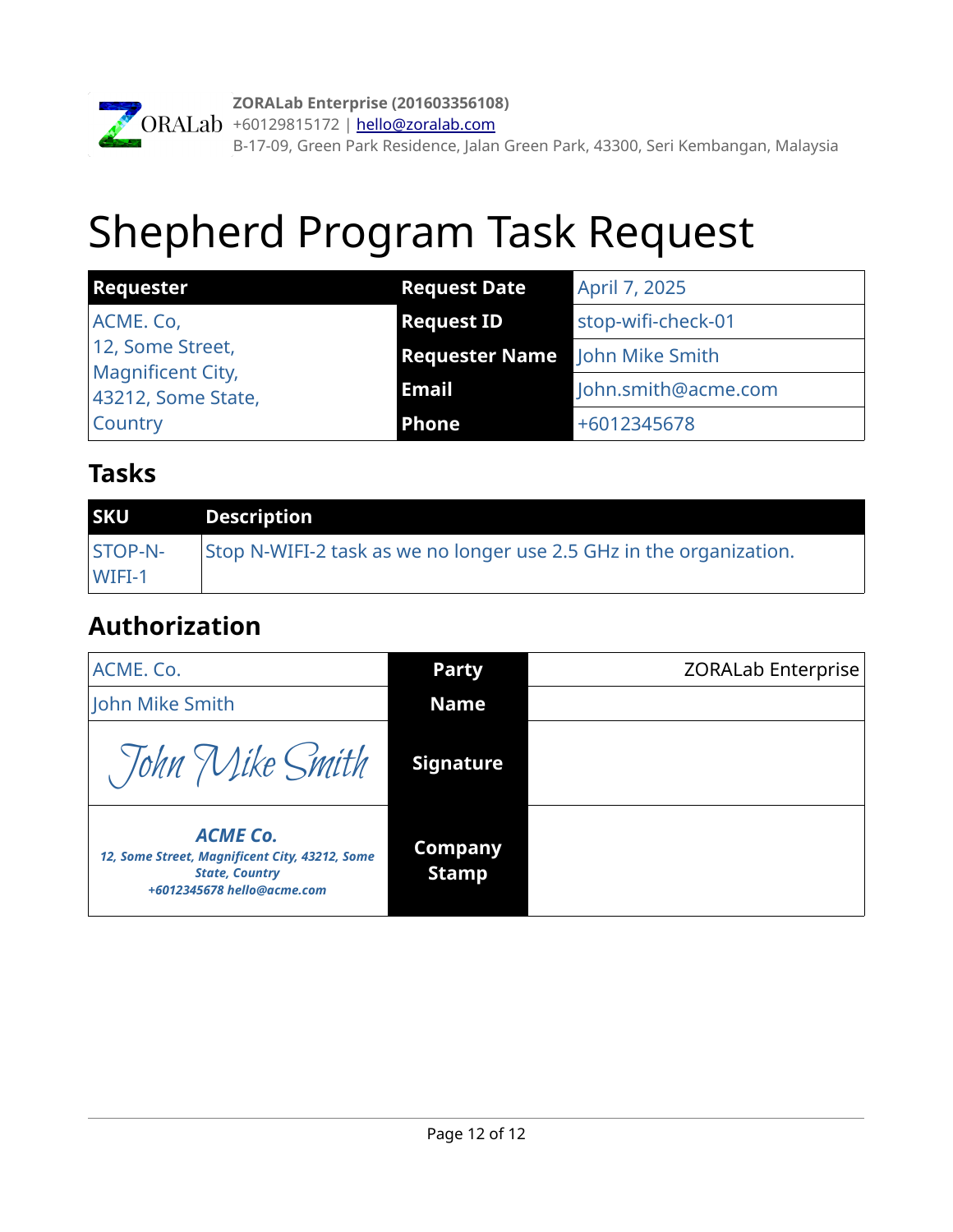**ZORALab Enterprise (201603356108)**
+60129815172 | hello@zoralab.com
B-17-09, Green Park Residence, Jalan Green Park, 43300, Seri Kembangan, Malaysia

# Shepherd Program Task Request

| Requester | Request Date | April 7, 2025 |
| --- | --- | --- |
| ACME. Co, 12, Some Street, Magnificent City, 43212, Some State, Country | Request ID | stop-wifi-check-01 |
| | Requester Name | John Mike Smith |
| | Email | John.smith@acme.com |
| | Phone | +6012345678 |

## Tasks

| SKU | Description |
| --- | --- |
| STOP-N-WIFI-1 | Stop N-WIFI-2 task as we no longer use 2.5 GHz in the organization. |

## Authorization

| | | |
| --- | --- | --- |
| ACME. Co. | **Party** | ZORALab Enterprise |
| John Mike Smith | **Name** | |
| *John Mike Smith* | **Signature** | |
| ***ACME Co.*** *12, Some Street, Magnificent City, 43212, Some State, Country +6012345678 hello@acme.com* | **Company Stamp** | |